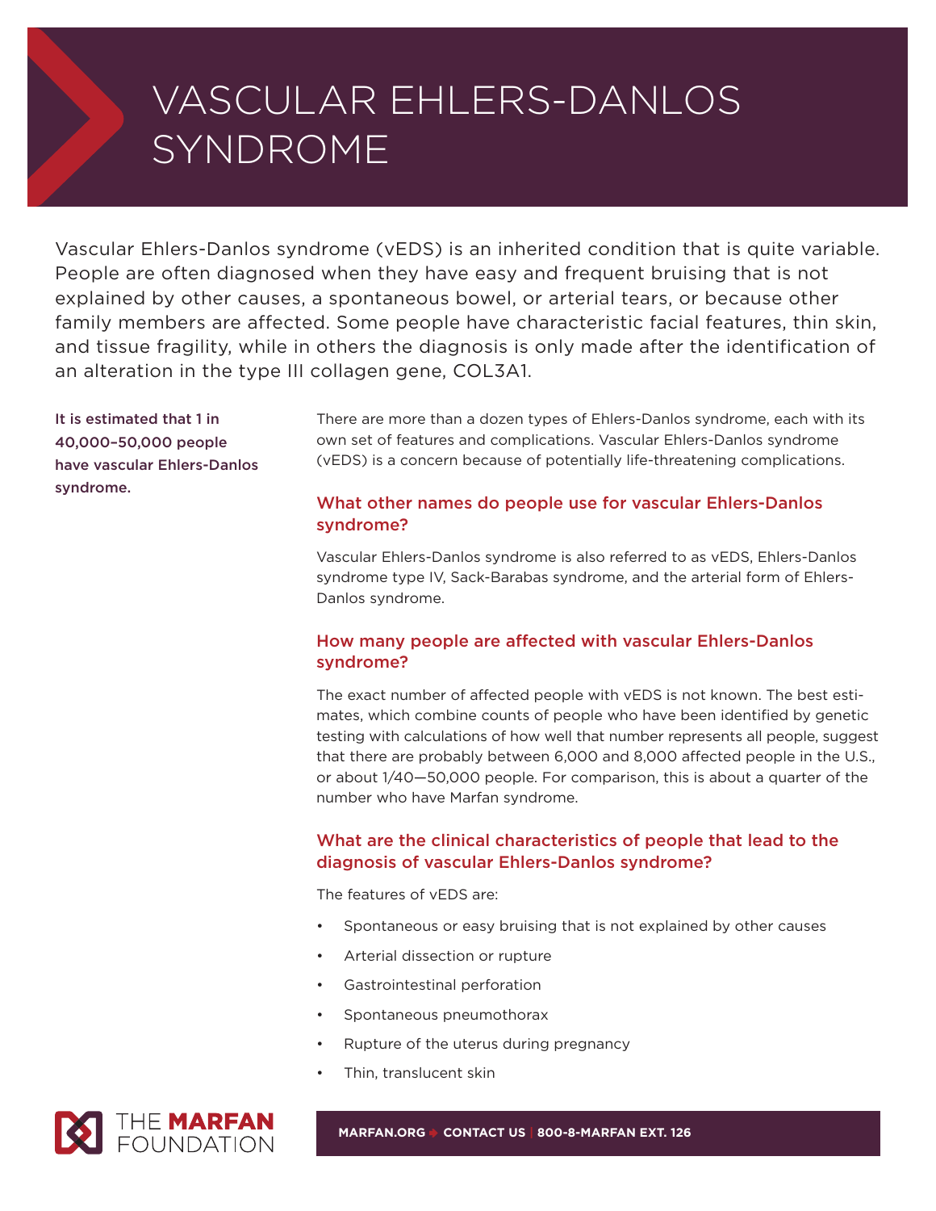# VASCULAR EHLERS-DANLOS SYNDROME

Vascular Ehlers-Danlos syndrome (vEDS) is an inherited condition that is quite variable. People are often diagnosed when they have easy and frequent bruising that is not explained by other causes, a spontaneous bowel, or arterial tears, or because other family members are affected. Some people have characteristic facial features, thin skin, and tissue fragility, while in others the diagnosis is only made after the identification of an alteration in the type III collagen gene, COL3A1.

**It is estimated that 1 in 40,000–50,000 people have vascular Ehlers-Danlos syndrome.**

There are more than a dozen types of Ehlers-Danlos syndrome, each with its own set of features and complications. Vascular Ehlers-Danlos syndrome (vEDS) is a concern because of potentially life-threatening complications.

## What other names do people use for vascular Ehlers-Danlos syndrome?

Vascular Ehlers-Danlos syndrome is also referred to as vEDS, Ehlers-Danlos syndrome type IV, Sack-Barabas syndrome, and the arterial form of Ehlers-Danlos syndrome.

## How many people are affected with vascular Ehlers-Danlos syndrome?

The exact number of affected people with vEDS is not known. The best estimates, which combine counts of people who have been identified by genetic testing with calculations of how well that number represents all people, suggest that there are probably between 6,000 and 8,000 affected people in the U.S., or about 1/40—50,000 people. For comparison, this is about a quarter of the number who have Marfan syndrome.

## What are the clinical characteristics of people that lead to the diagnosis of vascular Ehlers-Danlos syndrome?

The features of vEDS are:

- Spontaneous or easy bruising that is not explained by other causes
- Arterial dissection or rupture
- Gastrointestinal perforation
- Spontaneous pneumothorax
- Rupture of the uterus during pregnancy
- Thin, translucent skin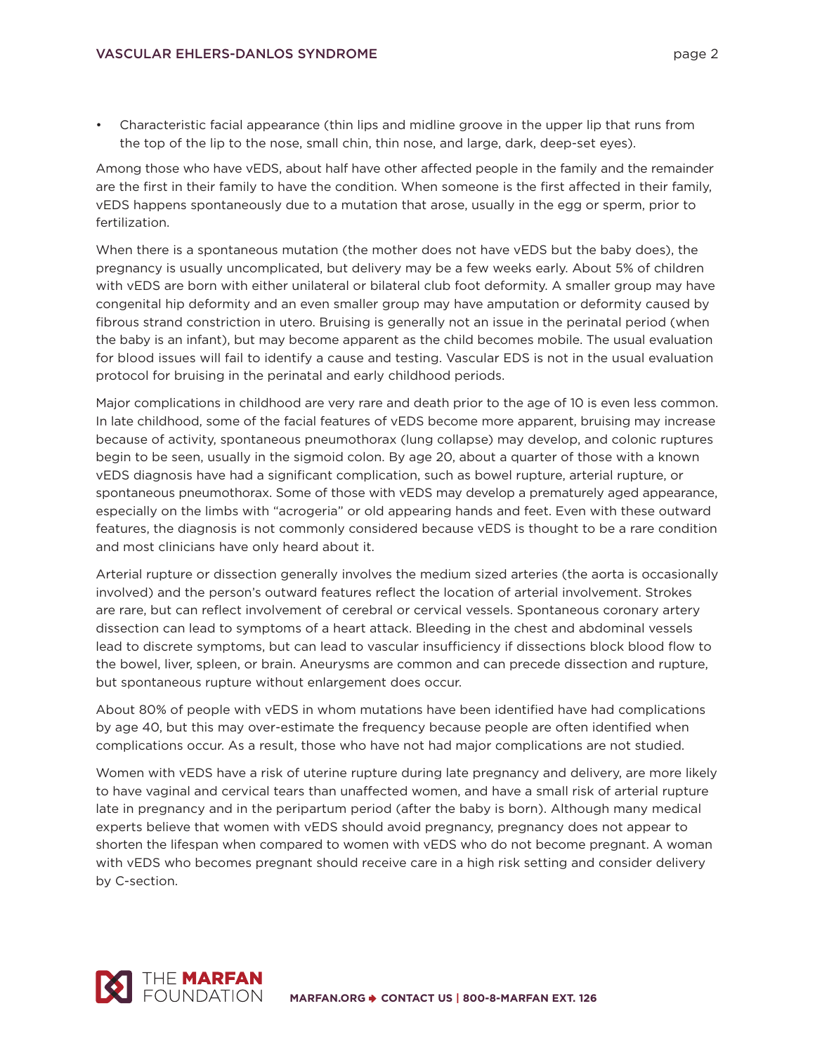- Characteristic facial appearance (thin lips and midline groove in the upper lip that runs from the top of the lip to the nose, small chin, thin nose, and large, dark, deep-set eyes).

Among those who have vEDS, about half have other affected people in the family and the remainder are the first in their family to have the condition. When someone is the first affected in their family, vEDS happens spontaneously due to a mutation that arose, usually in the egg or sperm, prior to fertilization.

When there is a spontaneous mutation (the mother does not have vEDS but the baby does), the pregnancy is usually uncomplicated, but delivery may be a few weeks early. About 5% of children with vEDS are born with either unilateral or bilateral club foot deformity. A smaller group may have congenital hip deformity and an even smaller group may have amputation or deformity caused by fibrous strand constriction in utero. Bruising is generally not an issue in the perinatal period (when the baby is an infant), but may become apparent as the child becomes mobile. The usual evaluation for blood issues will fail to identify a cause and testing. Vascular EDS is not in the usual evaluation protocol for bruising in the perinatal and early childhood periods.

Major complications in childhood are very rare and death prior to the age of 10 is even less common. In late childhood, some of the facial features of vEDS become more apparent, bruising may increase because of activity, spontaneous pneumothorax (lung collapse) may develop, and colonic ruptures begin to be seen, usually in the sigmoid colon. By age 20, about a quarter of those with a known vEDS diagnosis have had a significant complication, such as bowel rupture, arterial rupture, or spontaneous pneumothorax. Some of those with vEDS may develop a prematurely aged appearance, especially on the limbs with "acrogeria" or old appearing hands and feet. Even with these outward features, the diagnosis is not commonly considered because vEDS is thought to be a rare condition and most clinicians have only heard about it.

Arterial rupture or dissection generally involves the medium sized arteries (the aorta is occasionally involved) and the person's outward features reflect the location of arterial involvement. Strokes are rare, but can reflect involvement of cerebral or cervical vessels. Spontaneous coronary artery dissection can lead to symptoms of a heart attack. Bleeding in the chest and abdominal vessels lead to discrete symptoms, but can lead to vascular insufficiency if dissections block blood flow to the bowel, liver, spleen, or brain. Aneurysms are common and can precede dissection and rupture, but spontaneous rupture without enlargement does occur.

About 80% of people with vEDS in whom mutations have been identified have had complications by age 40, but this may over-estimate the frequency because people are often identified when complications occur. As a result, those who have not had major complications are not studied.

Women with vEDS have a risk of uterine rupture during late pregnancy and delivery, are more likely to have vaginal and cervical tears than unaffected women, and have a small risk of arterial rupture late in pregnancy and in the peripartum period (after the baby is born). Although many medical experts believe that women with vEDS should avoid pregnancy, pregnancy does not appear to shorten the lifespan when compared to women with vEDS who do not become pregnant. A woman with vEDS who becomes pregnant should receive care in a high risk setting and consider delivery by C-section.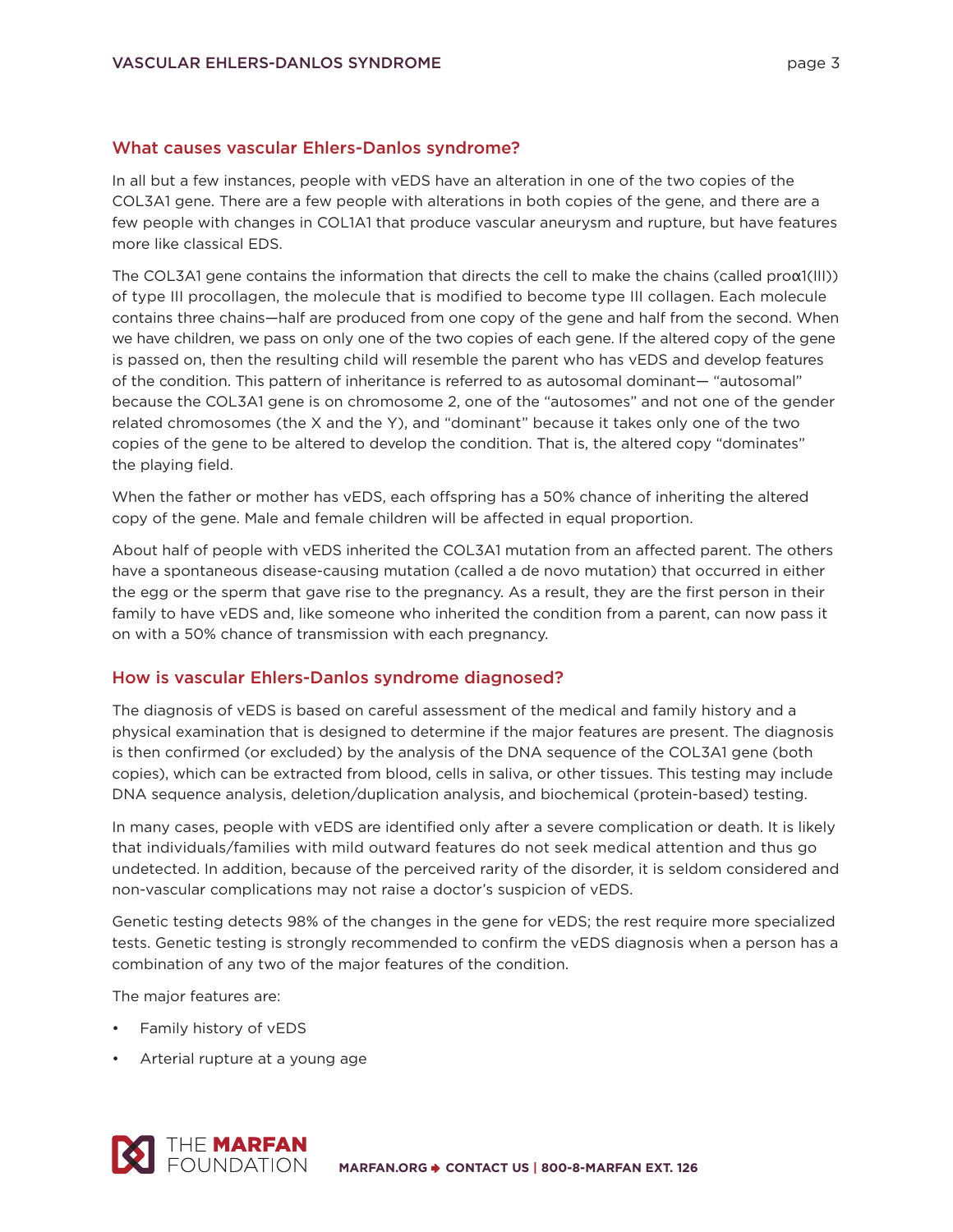## What causes vascular Ehlers-Danlos syndrome?

In all but a few instances, people with vEDS have an alteration in one of the two copies of the COL3A1 gene. There are a few people with alterations in both copies of the gene, and there are a few people with changes in COL1A1 that produce vascular aneurysm and rupture, but have features more like classical EDS.

The COL3A1 gene contains the information that directs the cell to make the chains (called proα1(III)) of type III procollagen, the molecule that is modified to become type III collagen. Each molecule contains three chains—half are produced from one copy of the gene and half from the second. When we have children, we pass on only one of the two copies of each gene. If the altered copy of the gene is passed on, then the resulting child will resemble the parent who has vEDS and develop features of the condition. This pattern of inheritance is referred to as autosomal dominant— "autosomal" because the COL3A1 gene is on chromosome 2, one of the "autosomes" and not one of the gender related chromosomes (the X and the Y), and "dominant" because it takes only one of the two copies of the gene to be altered to develop the condition. That is, the altered copy "dominates" the playing field.

When the father or mother has vEDS, each offspring has a 50% chance of inheriting the altered copy of the gene. Male and female children will be affected in equal proportion.

About half of people with vEDS inherited the COL3A1 mutation from an affected parent. The others have a spontaneous disease-causing mutation (called a de novo mutation) that occurred in either the egg or the sperm that gave rise to the pregnancy. As a result, they are the first person in their family to have vEDS and, like someone who inherited the condition from a parent, can now pass it on with a 50% chance of transmission with each pregnancy.

## How is vascular Ehlers-Danlos syndrome diagnosed?

The diagnosis of vEDS is based on careful assessment of the medical and family history and a physical examination that is designed to determine if the major features are present. The diagnosis is then confirmed (or excluded) by the analysis of the DNA sequence of the COL3A1 gene (both copies), which can be extracted from blood, cells in saliva, or other tissues. This testing may include DNA sequence analysis, deletion/duplication analysis, and biochemical (protein-based) testing.

In many cases, people with vEDS are identified only after a severe complication or death. It is likely that individuals/families with mild outward features do not seek medical attention and thus go undetected. In addition, because of the perceived rarity of the disorder, it is seldom considered and non-vascular complications may not raise a doctor's suspicion of vEDS.

Genetic testing detects 98% of the changes in the gene for vEDS; the rest require more specialized tests. Genetic testing is strongly recommended to confirm the vEDS diagnosis when a person has a combination of any two of the major features of the condition.

The major features are:

- Family history of vEDS
- Arterial rupture at a young age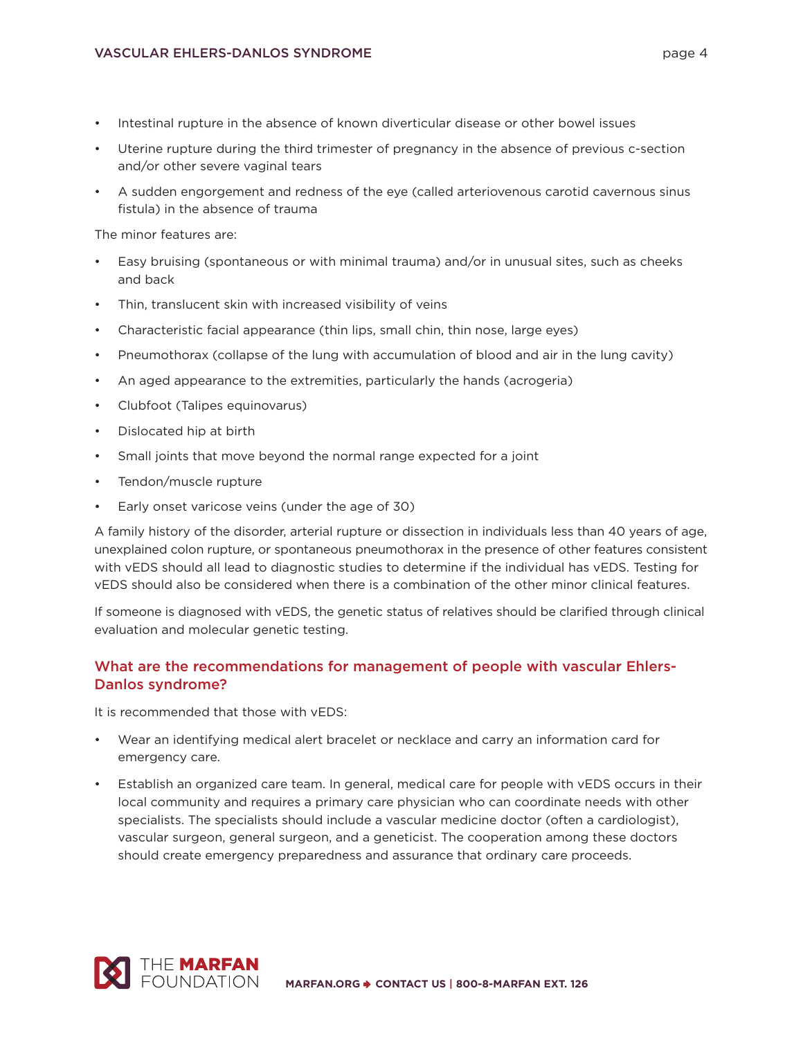- Intestinal rupture in the absence of known diverticular disease or other bowel issues
- Uterine rupture during the third trimester of pregnancy in the absence of previous c-section and/or other severe vaginal tears
- A sudden engorgement and redness of the eye (called arteriovenous carotid cavernous sinus fistula) in the absence of trauma

The minor features are:

- Easy bruising (spontaneous or with minimal trauma) and/or in unusual sites, such as cheeks and back
- Thin, translucent skin with increased visibility of veins
- Characteristic facial appearance (thin lips, small chin, thin nose, large eyes)
- Pneumothorax (collapse of the lung with accumulation of blood and air in the lung cavity)
- An aged appearance to the extremities, particularly the hands (acrogeria)
- Clubfoot (Talipes equinovarus)
- Dislocated hip at birth
- Small joints that move beyond the normal range expected for a joint
- Tendon/muscle rupture
- Early onset varicose veins (under the age of 30)

A family history of the disorder, arterial rupture or dissection in individuals less than 40 years of age, unexplained colon rupture, or spontaneous pneumothorax in the presence of other features consistent with vEDS should all lead to diagnostic studies to determine if the individual has vEDS. Testing for vEDS should also be considered when there is a combination of the other minor clinical features.

If someone is diagnosed with vEDS, the genetic status of relatives should be clarified through clinical evaluation and molecular genetic testing.

## What are the recommendations for management of people with vascular Ehlers-Danlos syndrome?

It is recommended that those with vEDS:

- Wear an identifying medical alert bracelet or necklace and carry an information card for emergency care.
- Establish an organized care team. In general, medical care for people with vEDS occurs in their local community and requires a primary care physician who can coordinate needs with other specialists. The specialists should include a vascular medicine doctor (often a cardiologist), vascular surgeon, general surgeon, and a geneticist. The cooperation among these doctors should create emergency preparedness and assurance that ordinary care proceeds.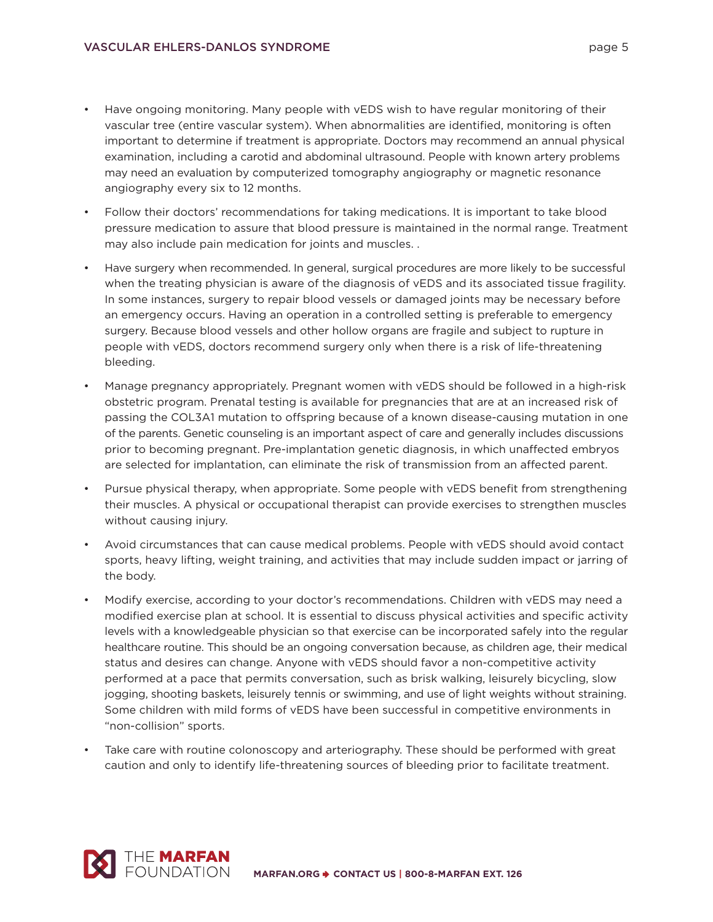- Have ongoing monitoring. Many people with vEDS wish to have regular monitoring of their vascular tree (entire vascular system). When abnormalities are identified, monitoring is often important to determine if treatment is appropriate. Doctors may recommend an annual physical examination, including a carotid and abdominal ultrasound. People with known artery problems may need an evaluation by computerized tomography angiography or magnetic resonance angiography every six to 12 months.
- Follow their doctors' recommendations for taking medications. It is important to take blood pressure medication to assure that blood pressure is maintained in the normal range. Treatment may also include pain medication for joints and muscles. .
- Have surgery when recommended. In general, surgical procedures are more likely to be successful when the treating physician is aware of the diagnosis of vEDS and its associated tissue fragility. In some instances, surgery to repair blood vessels or damaged joints may be necessary before an emergency occurs. Having an operation in a controlled setting is preferable to emergency surgery. Because blood vessels and other hollow organs are fragile and subject to rupture in people with vEDS, doctors recommend surgery only when there is a risk of life-threatening bleeding.
- Manage pregnancy appropriately. Pregnant women with vEDS should be followed in a high-risk obstetric program. Prenatal testing is available for pregnancies that are at an increased risk of passing the COL3A1 mutation to offspring because of a known disease-causing mutation in one of the parents. Genetic counseling is an important aspect of care and generally includes discussions prior to becoming pregnant. Pre-implantation genetic diagnosis, in which unaffected embryos are selected for implantation, can eliminate the risk of transmission from an affected parent.
- Pursue physical therapy, when appropriate. Some people with vEDS benefit from strengthening their muscles. A physical or occupational therapist can provide exercises to strengthen muscles without causing injury.
- Avoid circumstances that can cause medical problems. People with vEDS should avoid contact sports, heavy lifting, weight training, and activities that may include sudden impact or jarring of the body.
- Modify exercise, according to your doctor's recommendations. Children with vEDS may need a modified exercise plan at school. It is essential to discuss physical activities and specific activity levels with a knowledgeable physician so that exercise can be incorporated safely into the regular healthcare routine. This should be an ongoing conversation because, as children age, their medical status and desires can change. Anyone with vEDS should favor a non-competitive activity performed at a pace that permits conversation, such as brisk walking, leisurely bicycling, slow jogging, shooting baskets, leisurely tennis or swimming, and use of light weights without straining. Some children with mild forms of vEDS have been successful in competitive environments in "non-collision" sports.
- Take care with routine colonoscopy and arteriography. These should be performed with great caution and only to identify life-threatening sources of bleeding prior to facilitate treatment.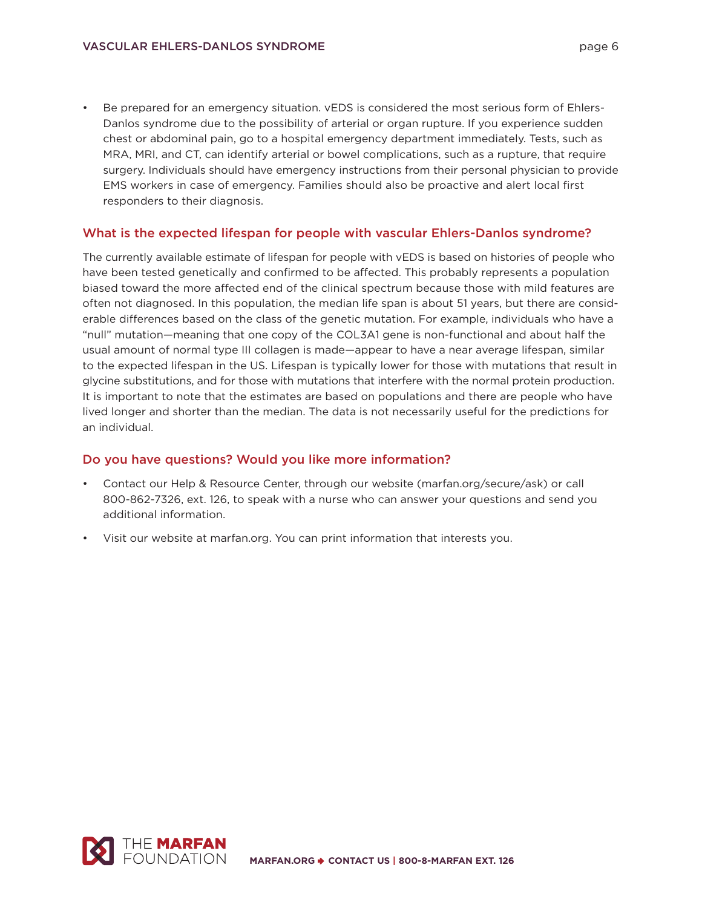- Be prepared for an emergency situation. vEDS is considered the most serious form of Ehlers-Danlos syndrome due to the possibility of arterial or organ rupture. If you experience sudden chest or abdominal pain, go to a hospital emergency department immediately. Tests, such as MRA, MRI, and CT, can identify arterial or bowel complications, such as a rupture, that require surgery. Individuals should have emergency instructions from their personal physician to provide EMS workers in case of emergency. Families should also be proactive and alert local first responders to their diagnosis.

## What is the expected lifespan for people with vascular Ehlers-Danlos syndrome?

The currently available estimate of lifespan for people with vEDS is based on histories of people who have been tested genetically and confirmed to be affected. This probably represents a population biased toward the more affected end of the clinical spectrum because those with mild features are often not diagnosed. In this population, the median life span is about 51 years, but there are considerable differences based on the class of the genetic mutation. For example, individuals who have a "null" mutation—meaning that one copy of the COL3A1 gene is non-functional and about half the usual amount of normal type III collagen is made—appear to have a near average lifespan, similar to the expected lifespan in the US. Lifespan is typically lower for those with mutations that result in glycine substitutions, and for those with mutations that interfere with the normal protein production. It is important to note that the estimates are based on populations and there are people who have lived longer and shorter than the median. The data is not necessarily useful for the predictions for an individual.

## Do you have questions? Would you like more information?

- Contact our Help & Resource Center, through our website (marfan.org/secure/ask) or call 800-862-7326, ext. 126, to speak with a nurse who can answer your questions and send you additional information.
- Visit our website at marfan.org. You can print information that interests you.